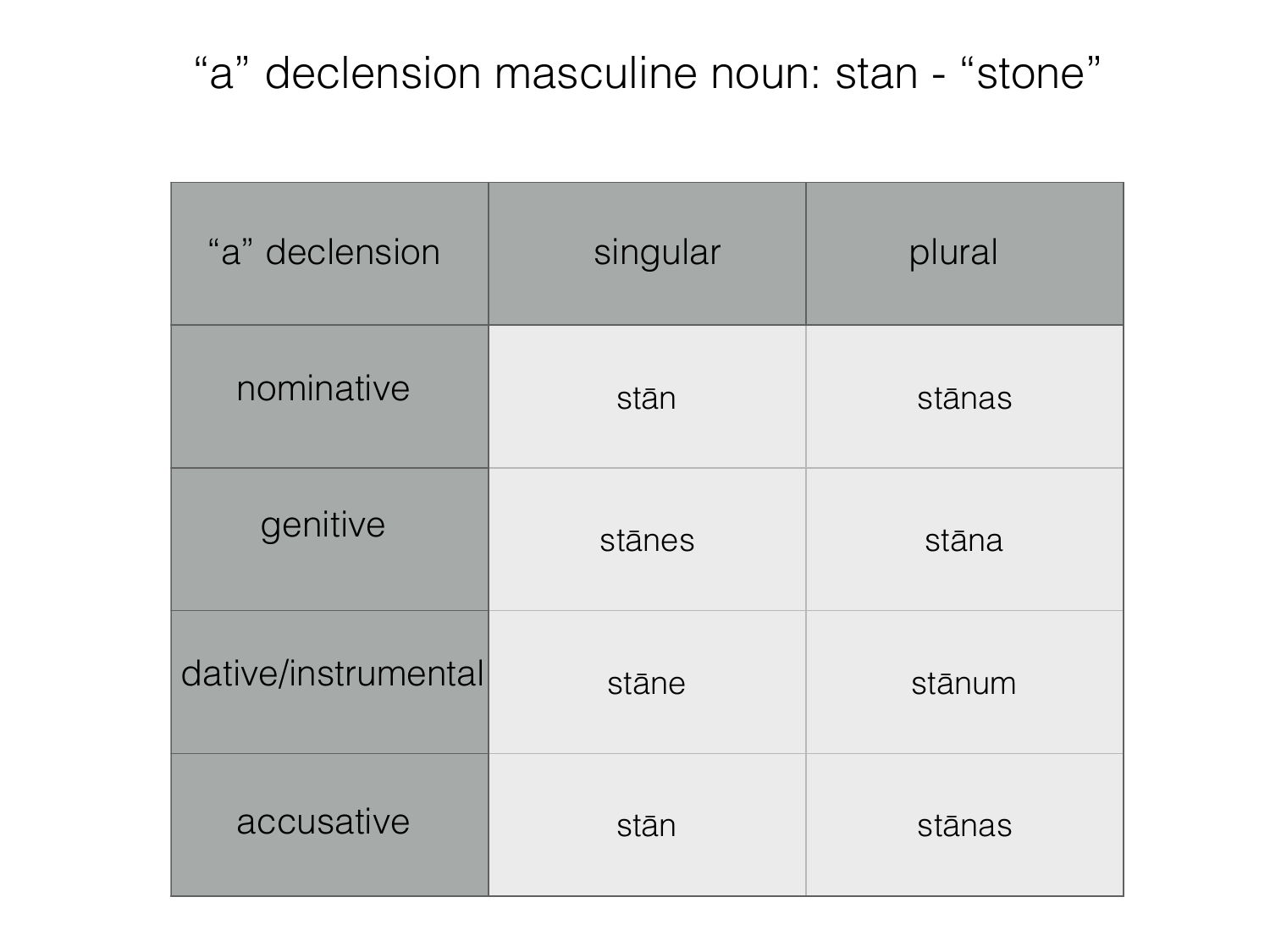# “a” declension masculine noun: stan - “stone”

| “a” declension | singular | plural |
| --- | --- | --- |
| nominative | stān | stānas |
| genitive | stānes | stāna |
| dative/instrumental | stāne | stānum |
| accusative | stān | stānas |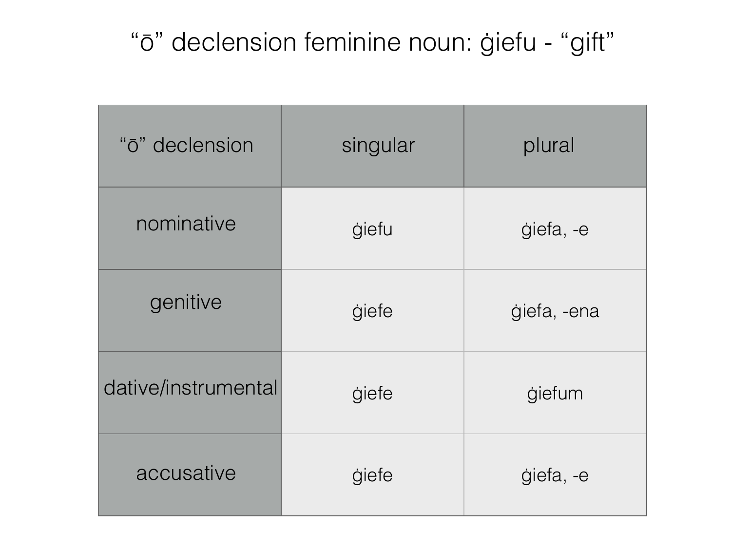# “ō” declension feminine noun: ġiefu - “gift”

| “ō” declension | singular | plural |
| --- | --- | --- |
| nominative | ġiefu | ġiefa, -e |
| genitive | ġiefe | ġiefa, -ena |
| dative/instrumental | ġiefe | ġiefum |
| accusative | ġiefe | ġiefa, -e |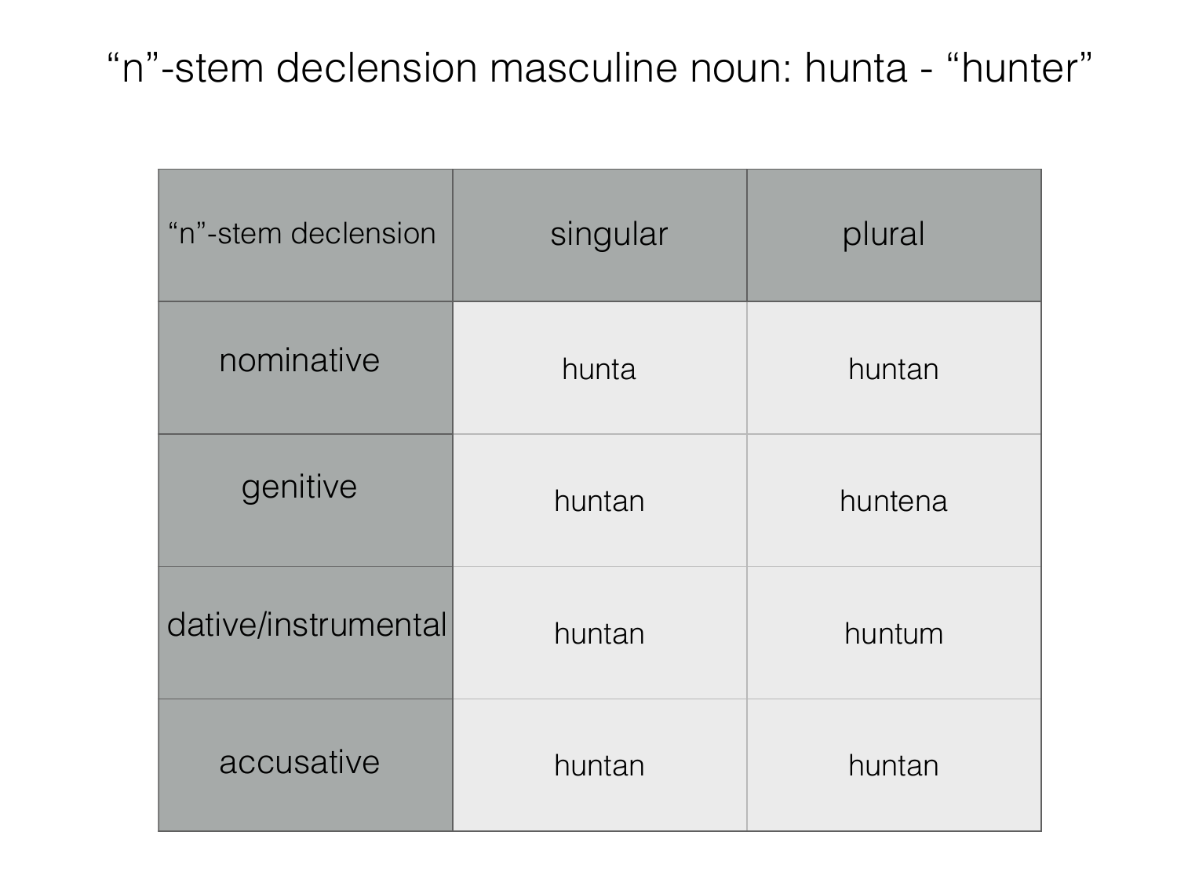# “n”-stem declension masculine noun: hunta - “hunter”

| “n”-stem declension | singular | plural |
|---|---|---|
| nominative | hunta | huntan |
| genitive | huntan | huntena |
| dative/instrumental | huntan | huntum |
| accusative | huntan | huntan |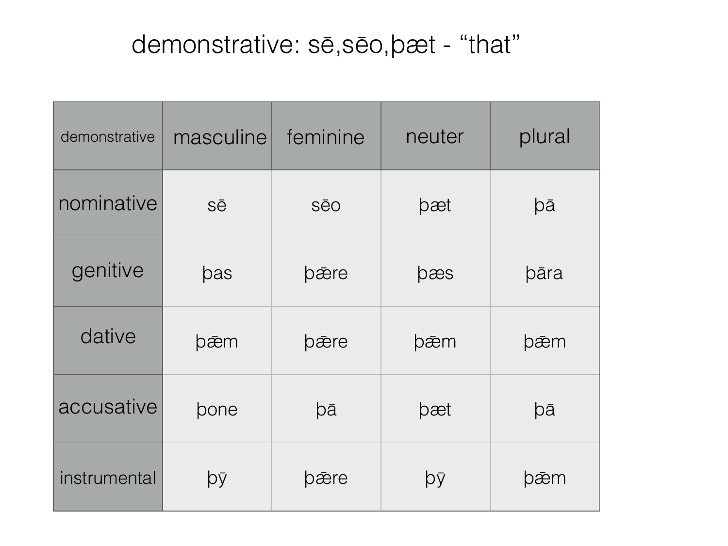# demonstrative: sē,sēo,þæt - "that"

| demonstrative | masculine | feminine | neuter | plural |
|---|---|---|---|---|
| nominative | sē | sēo | þæt | þā |
| genitive | þas | þǣre | þæs | þāra |
| dative | þǣm | þǣre | þǣm | þǣm |
| accusative | þone | þā | þæt | þā |
| instrumental | þȳ | þǣre | þȳ | þǣm |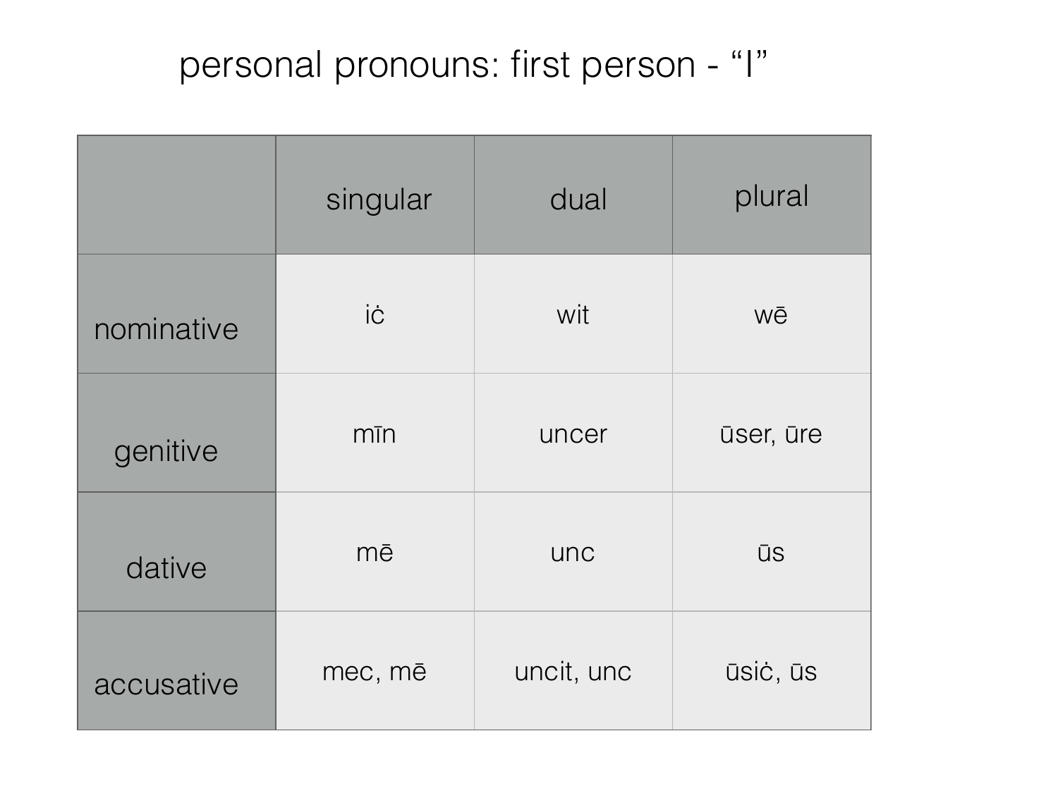# personal pronouns: first person - “I”

| | singular | dual | plural |
|---|---|---|---|
| nominative | iċ | wit | wē |
| genitive | mīn | uncer | ūser, ūre |
| dative | mē | unc | ūs |
| accusative | mec, mē | uncit, unc | ūsiċ, ūs |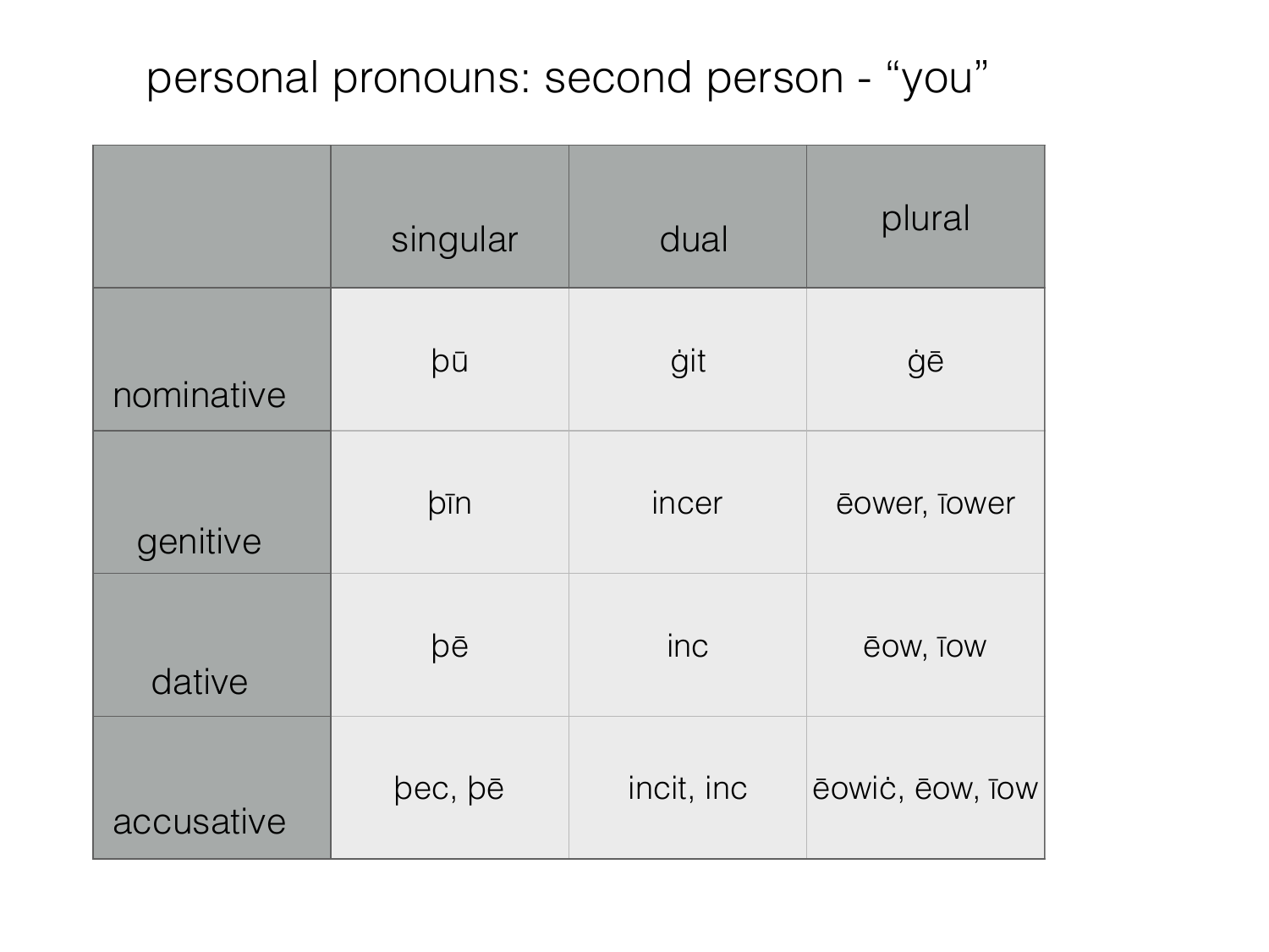# personal pronouns: second person - “you”

| | singular | dual | plural |
|---|---|---|---|
| nominative | þū | ġit | ġē |
| genitive | þīn | incer | ēower, īower |
| dative | þē | inc | ēow, īow |
| accusative | þec, þē | incit, inc | ēowiċ, ēow, īow |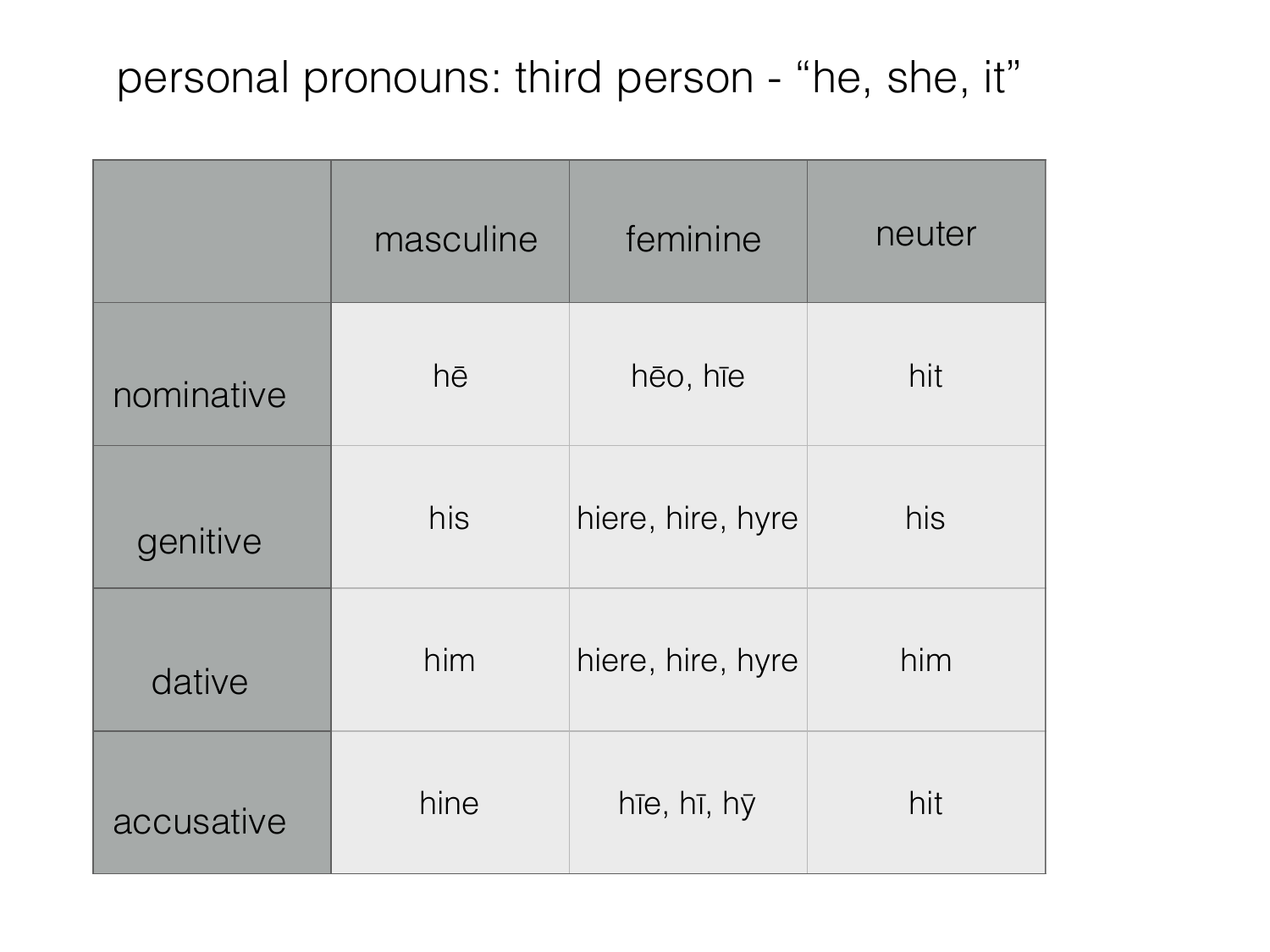# personal pronouns: third person - “he, she, it”

| | masculine | feminine | neuter |
|---|---|---|---|
| nominative | hē | hēo, hīe | hit |
| genitive | his | hiere, hire, hyre | his |
| dative | him | hiere, hire, hyre | him |
| accusative | hine | hīe, hī, hȳ | hit |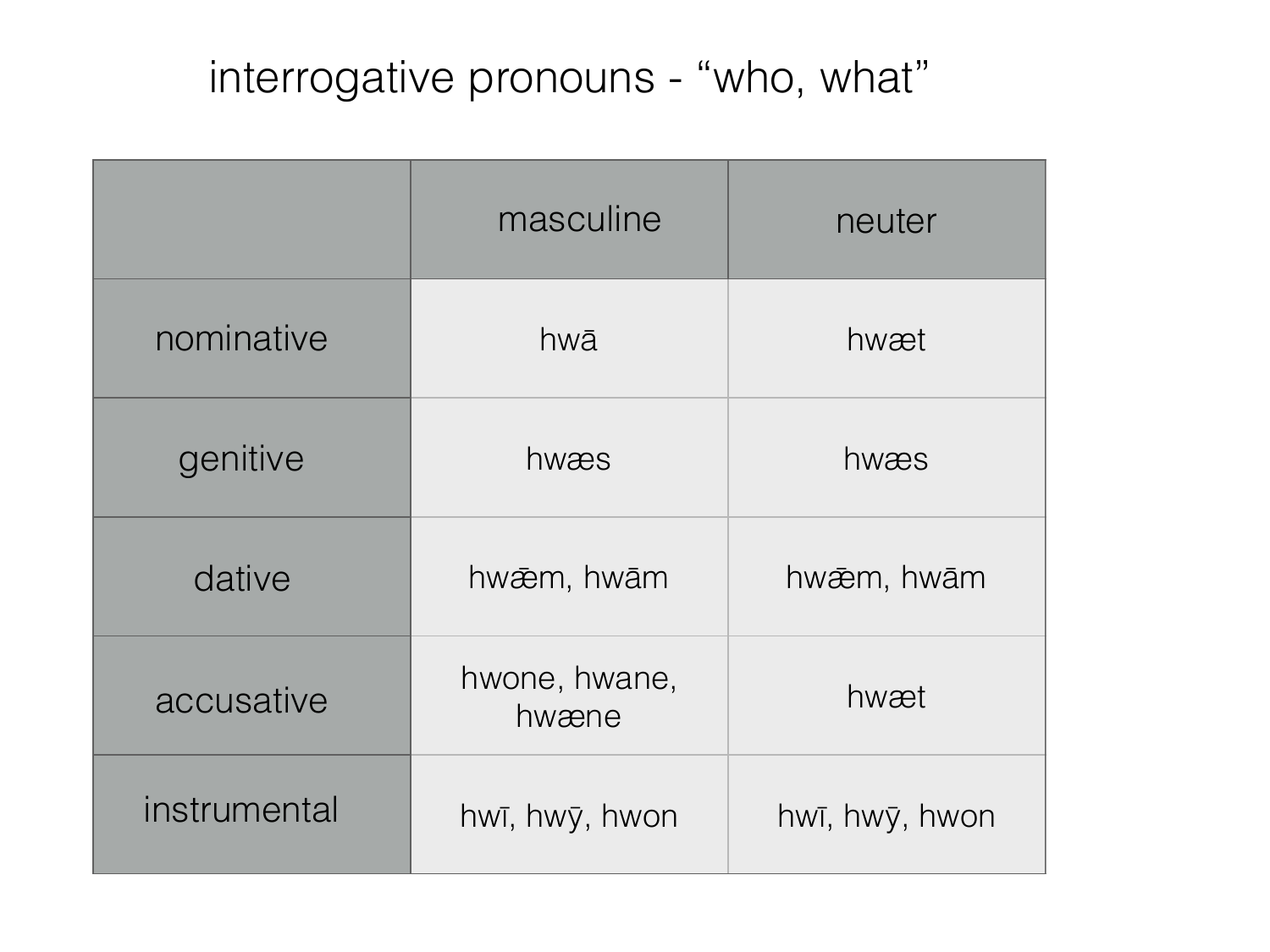# interrogative pronouns - “who, what”

| | masculine | neuter |
|---|---|---|
| nominative | hwā | hwæt |
| genitive | hwæs | hwæs |
| dative | hwǣm, hwām | hwǣm, hwām |
| accusative | hwone, hwane, hwæne | hwæt |
| instrumental | hwī, hwȳ, hwon | hwī, hwȳ, hwon |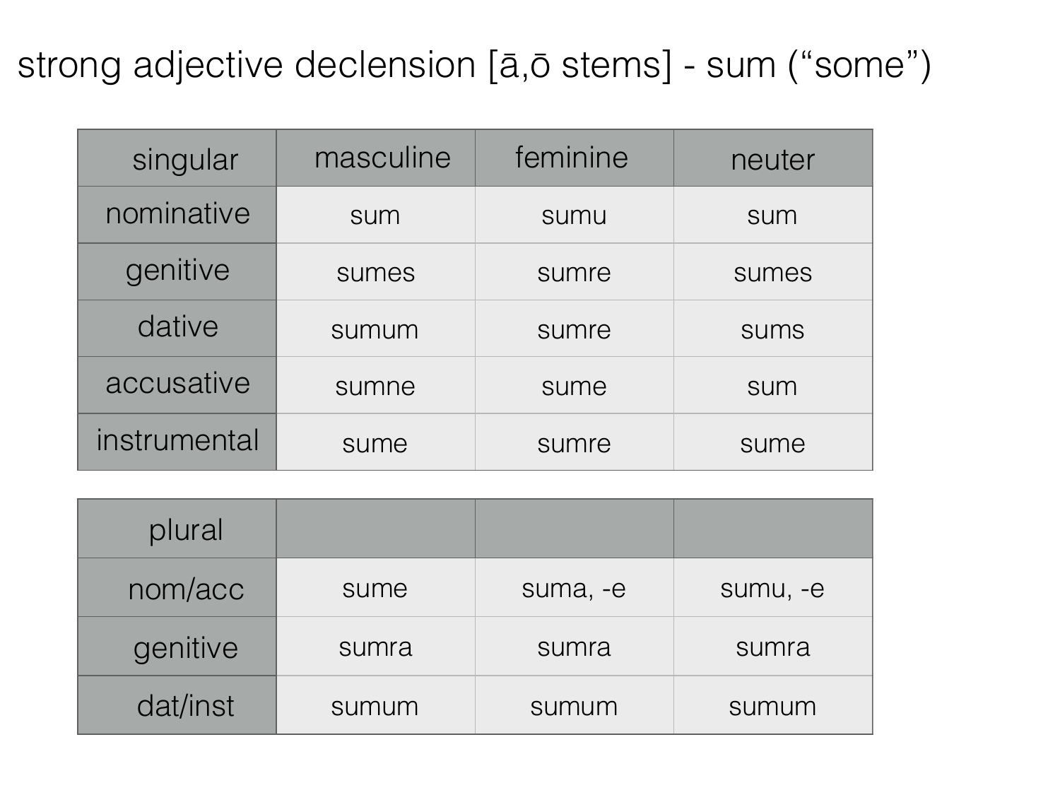# strong adjective declension [ā,ō stems] - sum ("some")

| singular | masculine | feminine | neuter |
|---|---|---|---|
| nominative | sum | sumu | sum |
| genitive | sumes | sumre | sumes |
| dative | sumum | sumre | sums |
| accusative | sumne | sume | sum |
| instrumental | sume | sumre | sume |

| plural | | | |
|---|---|---|---|
| nom/acc | sume | suma, -e | sumu, -e |
| genitive | sumra | sumra | sumra |
| dat/inst | sumum | sumum | sumum |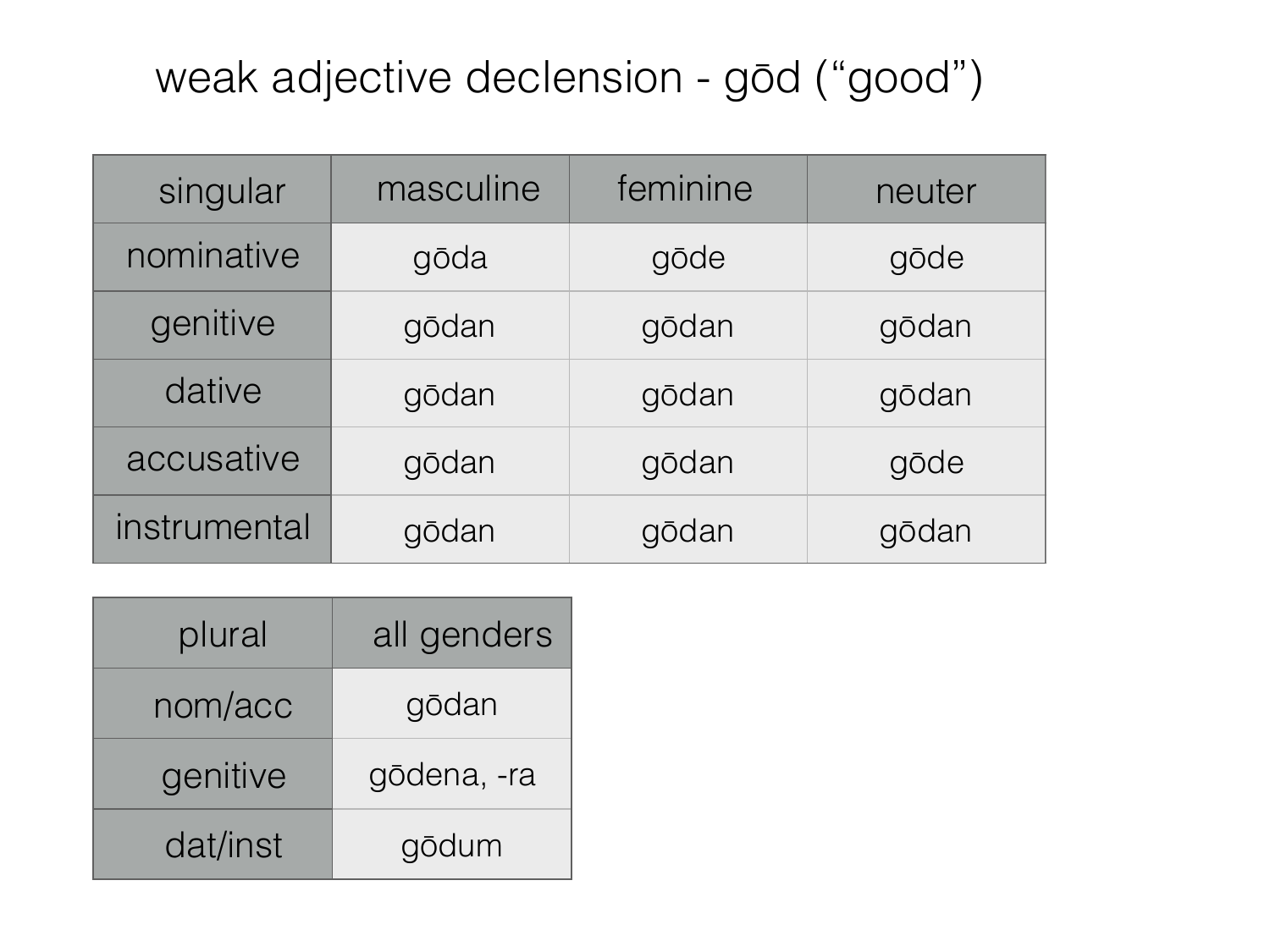# weak adjective declension - gōd (“good”)

| singular | masculine | feminine | neuter |
|---|---|---|---|
| nominative | gōda | gōde | gōde |
| genitive | gōdan | gōdan | gōdan |
| dative | gōdan | gōdan | gōdan |
| accusative | gōdan | gōdan | gōde |
| instrumental | gōdan | gōdan | gōdan |

| plural | all genders |
|---|---|
| nom/acc | gōdan |
| genitive | gōdena, -ra |
| dat/inst | gōdum |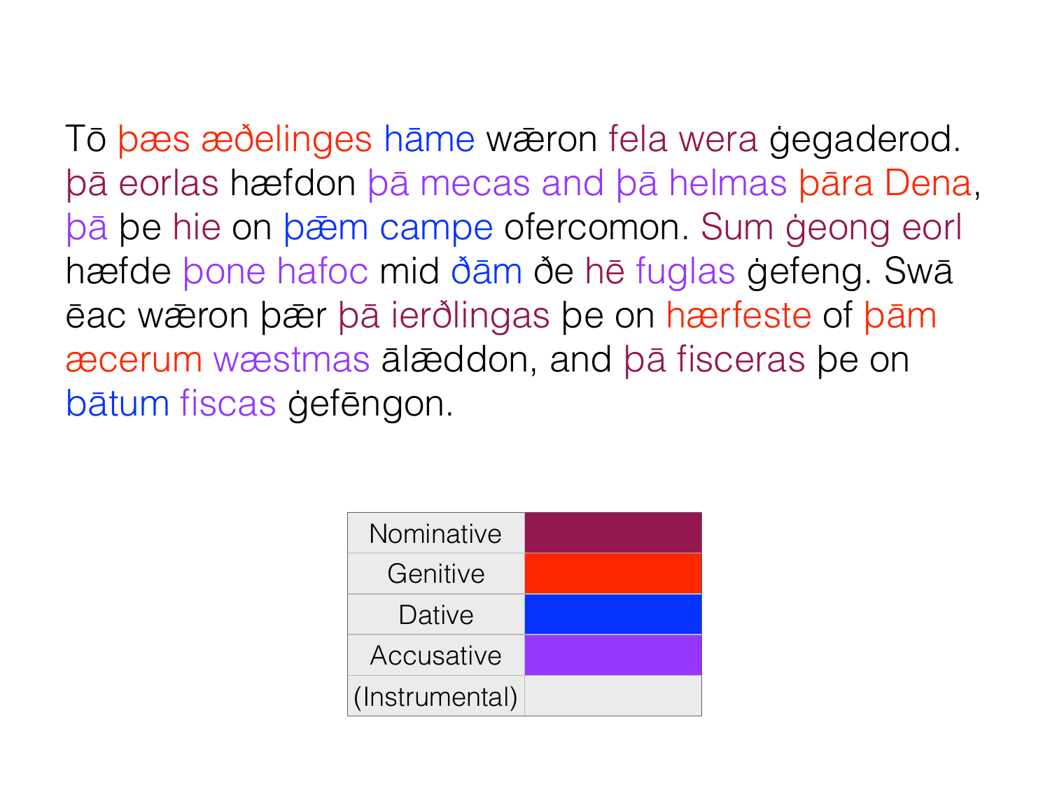Tō þæs æðelinges hāme wǣron fela wera ġegaderod. Þā eorlas hæfdon þā mecas and þā helmas þāra Dena, þā þe hie on þǣm campe ofercomon. Sum ġeong eorl hæfde þone hafoc mid ðām ðe hē fuglas ġefeng. Swā ēac wǣron þǣr þā ierðlingas þe on hærfeste of þām æcerum wæstmas ālǣddon, and þā fisceras þe on bātum fiscas ġefēngon.

| Nominative | |
|---|---|
| Genitive | |
| Dative | |
| Accusative | |
| (Instrumental) | |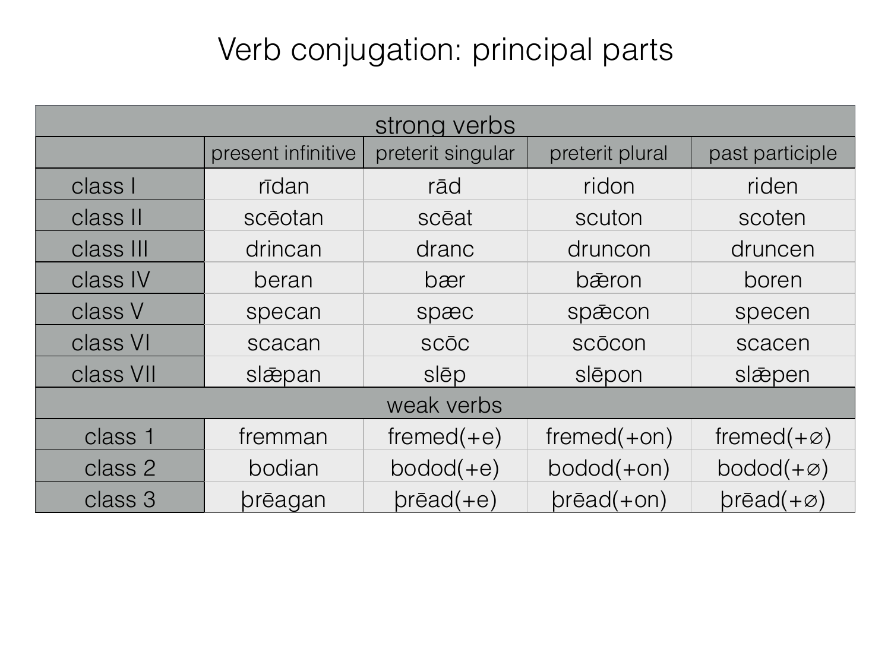# Verb conjugation: principal parts

| strong verbs | | | | |
|---|---|---|---|---|
| | present infinitive | preterit singular | preterit plural | past participle |
| class I | rīdan | rād | ridon | riden |
| class II | scēotan | scēat | scuton | scoten |
| class III | drincan | dranc | druncon | druncen |
| class IV | beran | bær | bǣron | boren |
| class V | specan | spæc | spǣcon | specen |
| class VI | scacan | scōc | scōcon | scacen |
| class VII | slǣpan | slēp | slēpon | slǣpen |
| **weak verbs** | | | | |
| class 1 | fremman | fremed(+e) | fremed(+on) | fremed(+∅) |
| class 2 | bodian | bodod(+e) | bodod(+on) | bodod(+∅) |
| class 3 | þrēagan | þrēad(+e) | þrēad(+on) | þrēad(+∅) |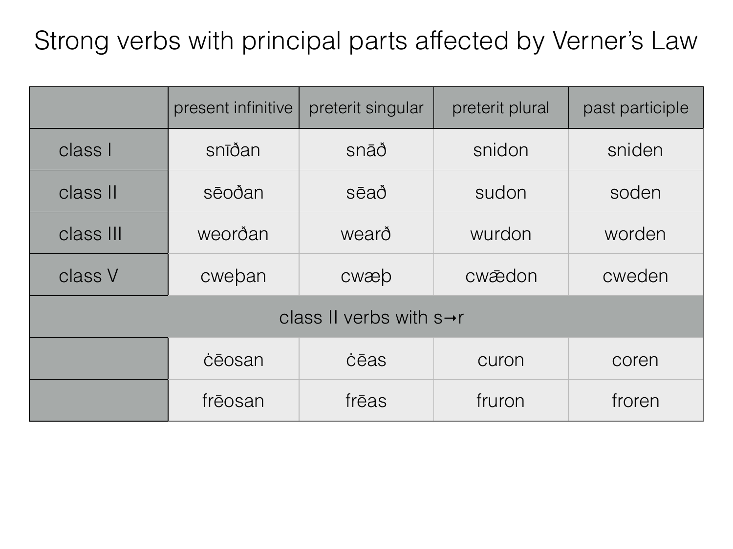# Strong verbs with principal parts affected by Verner's Law

| | present infinitive | preterit singular | preterit plural | past participle |
|---|---|---|---|---|
| class I | snīðan | snāð | snidon | sniden |
| class II | sēoðan | sēað | sudon | soden |
| class III | weorðan | wearð | wurdon | worden |
| class V | cweþan | cwæþ | cwǣdon | cweden |
| class II verbs with s→r | | | | |
| | ċēosan | ċēas | curon | coren |
| | frēosan | frēas | fruron | froren |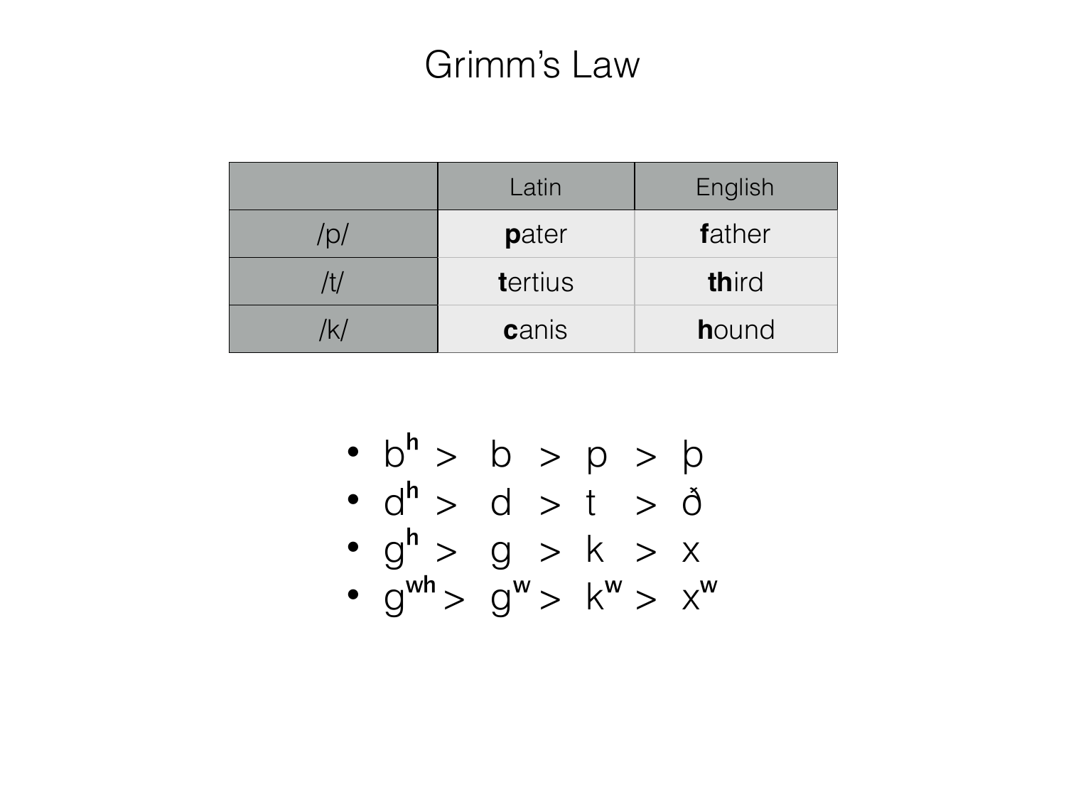# Grimm's Law

| | Latin | English |
|---|---|---|
| /p/ | **p**ater | **f**ather |
| /t/ | **t**ertius | **th**ird |
| /k/ | **c**anis | **h**ound |

- $b^{h}$ > b > p > þ
- $d^{h}$ > d > t > ð
- $g^{h}$ > g > k > x
- $g^{wh}$ > $g^{w}$ > $k^{w}$ > $x^{w}$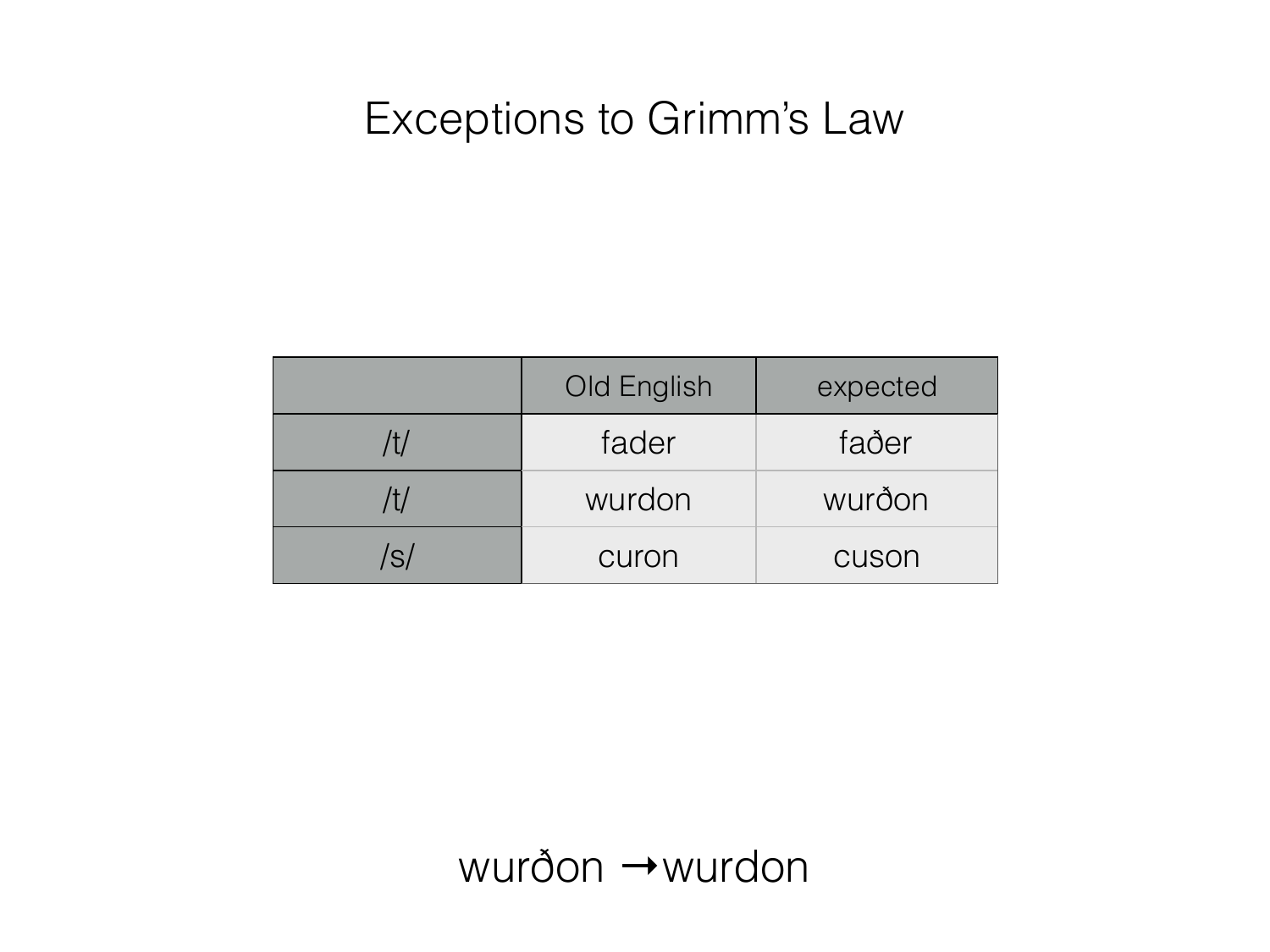# Exceptions to Grimm's Law

| | Old English | expected |
|---|---|---|
| /t/ | fader | faðer |
| /t/ | wurdon | wurðon |
| /s/ | curon | cuson |

wurðon →wurdon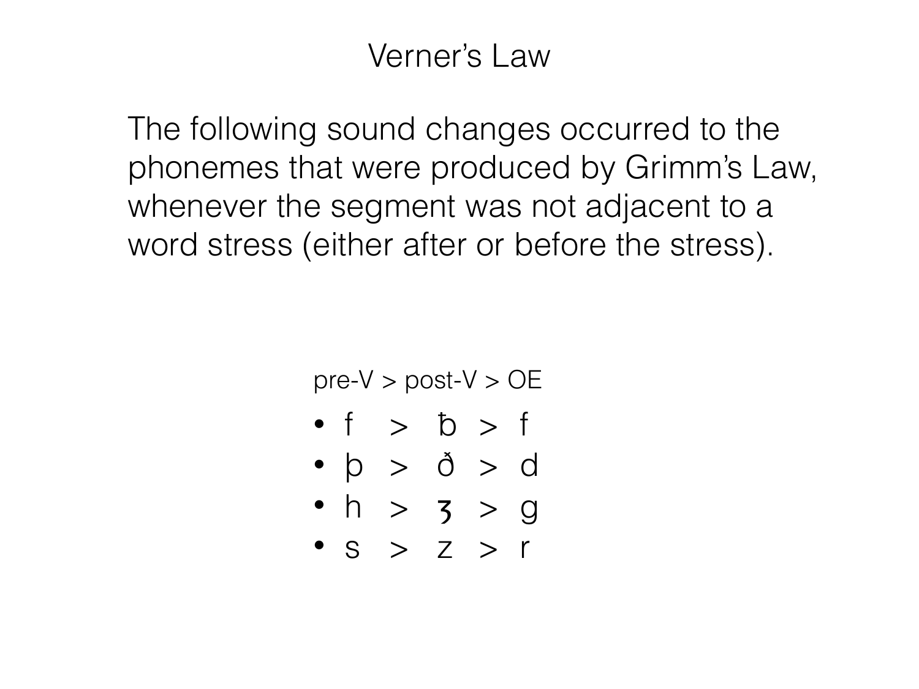# Verner's Law

The following sound changes occurred to the phonemes that were produced by Grimm's Law, whenever the segment was not adjacent to a word stress (either after or before the stress).

pre-V > post-V > OE

- f > ƀ > f
- þ > ð > d
- h > ʒ > g
- s > z > r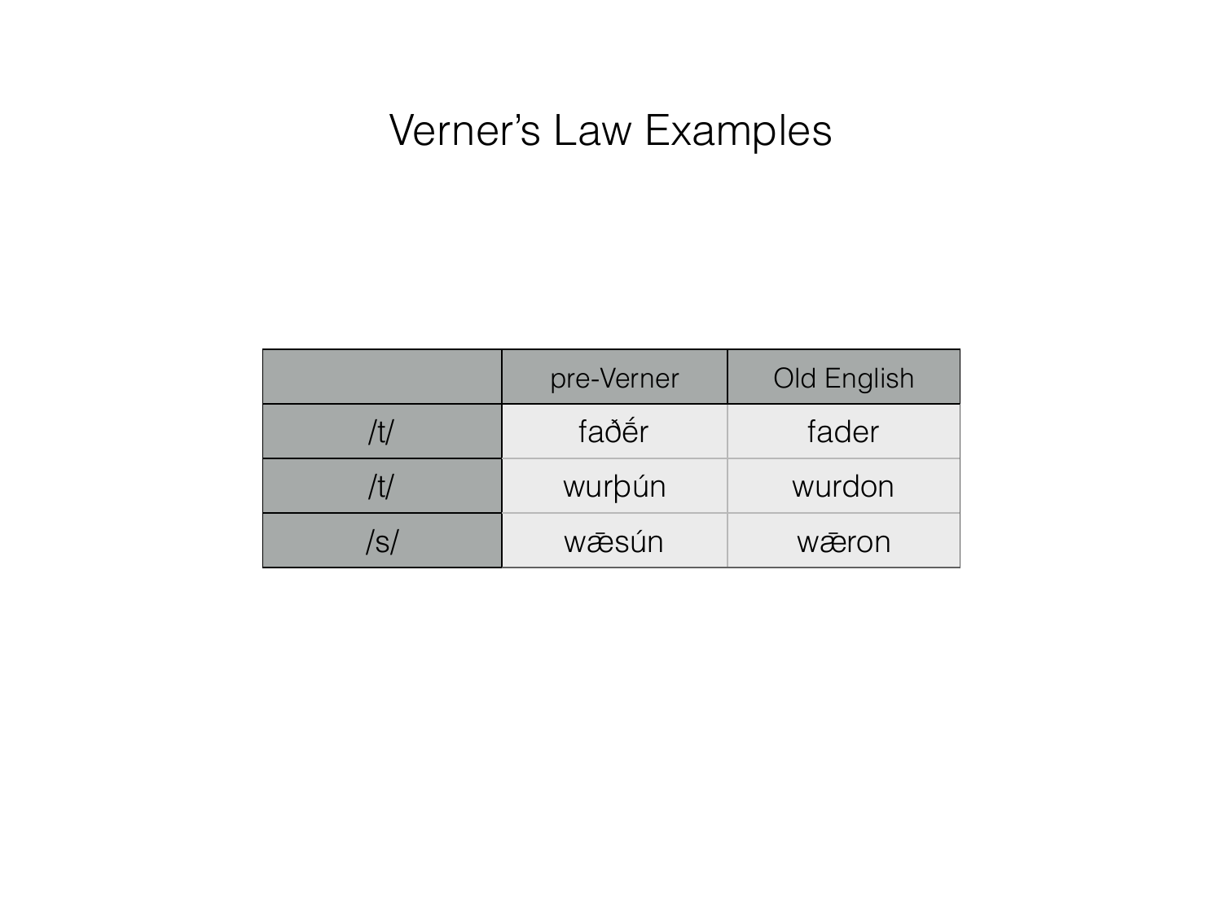# Verner's Law Examples

| | pre-Verner | Old English |
|---|---|---|
| /t/ | faðḗr | fader |
| /t/ | wurþún | wurdon |
| /s/ | wǣsún | wǣron |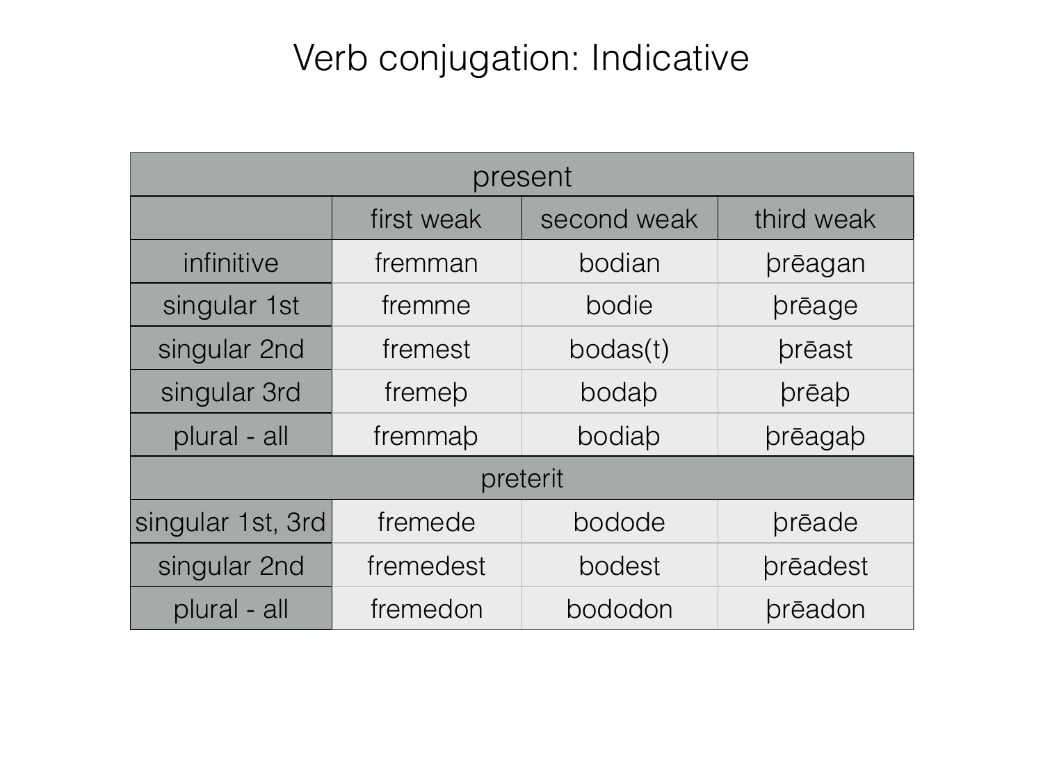# Verb conjugation: Indicative

| present | | | |
|---|---|---|---|
| | first weak | second weak | third weak |
| infinitive | fremman | bodian | þrēagan |
| singular 1st | fremme | bodie | þrēage |
| singular 2nd | fremest | bodas(t) | þrēast |
| singular 3rd | fremeþ | bodaþ | þrēaþ |
| plural - all | fremmaþ | bodiaþ | þrēagaþ |
| **preterit** | | | |
| singular 1st, 3rd | fremede | bodode | þrēade |
| singular 2nd | fremedest | bodest | þrēadest |
| plural - all | fremedon | bododon | þrēadon |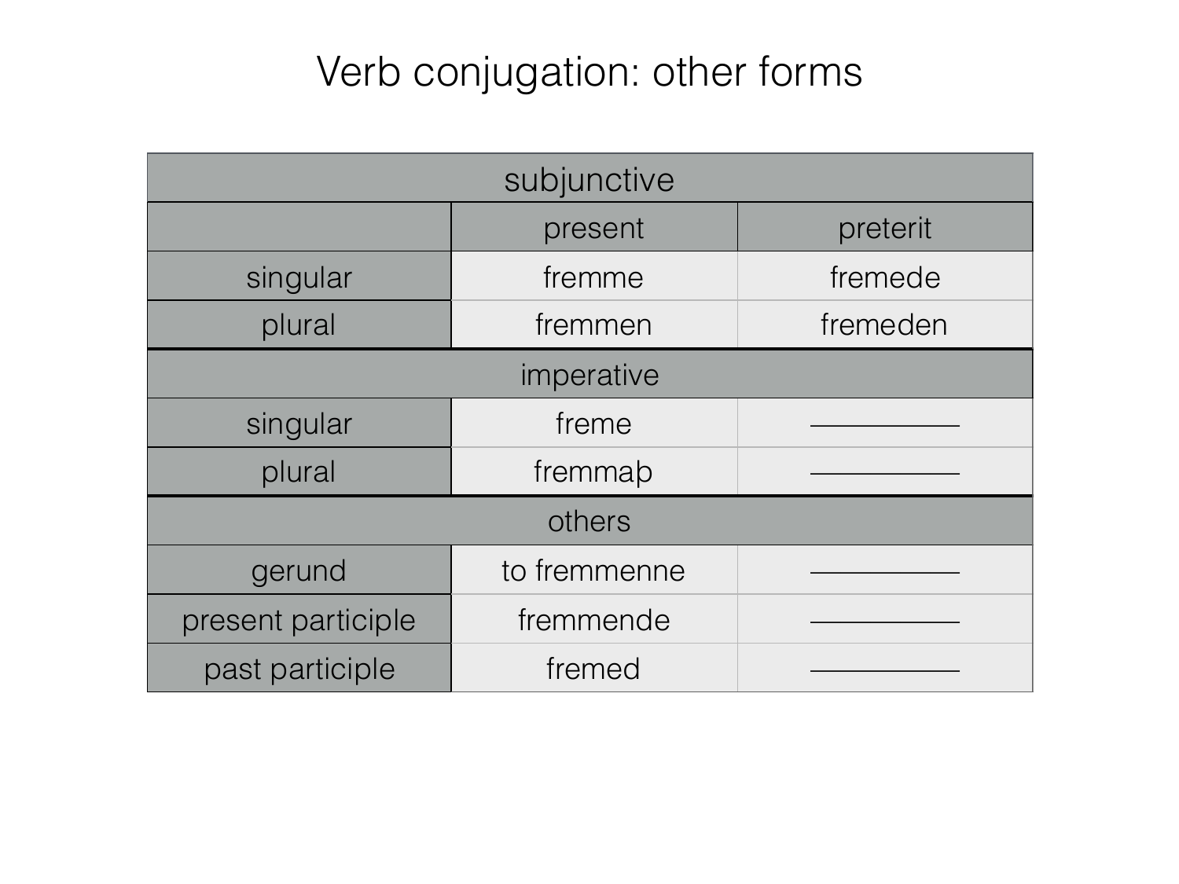# Verb conjugation: other forms

| subjunctive | | |
|---|---|---|
| | present | preterit |
| singular | fremme | fremede |
| plural | fremmen | fremeden |
| **imperative** | | |
| singular | freme | ——————— |
| plural | fremmaþ | ——————— |
| **others** | | |
| gerund | to fremmenne | ——————— |
| present participle | fremmende | ——————— |
| past participle | fremed | ——————— |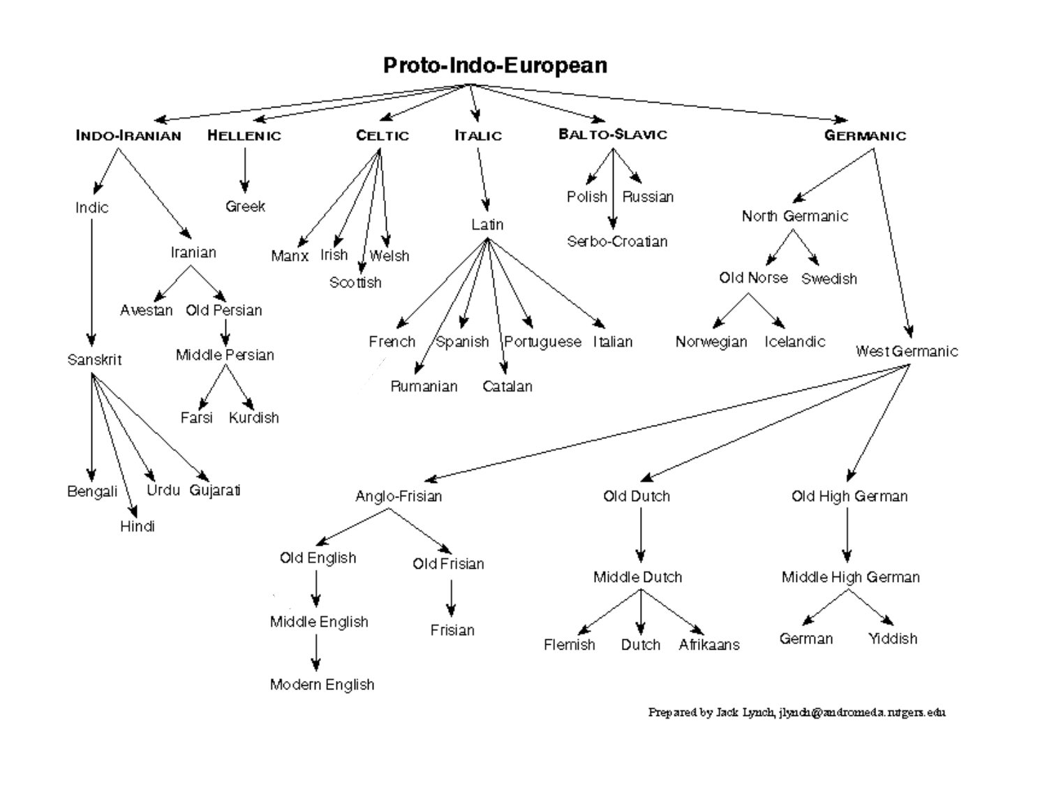# Proto-Indo-European

INDO-IRANIAN
HELLENIC
CELTIC
ITALIC
BALTO-SLAVIC
GERMANIC

Indic
Iranian
Avestan
Old Persian
Middle Persian
Farsi
Kurdish
Sanskrit
Bengali
Hindi
Urdu
Gujarati

Greek

Manx
Irish
Scottish
Welsh

Latin
French
Spanish
Portuguese
Italian
Rumanian
Catalan

Polish
Russian
Serbo-Croatian

North Germanic
Old Norse
Swedish
Norwegian
Icelandic
West Germanic

Anglo-Frisian
Old English
Middle English
Modern English
Old Frisian
Frisian

Old Dutch
Middle Dutch
Flemish
Dutch
Afrikaans

Old High German
Middle High German
German
Yiddish

Prepared by Jack Lynch, jlynch@andromeda.rutgers.edu